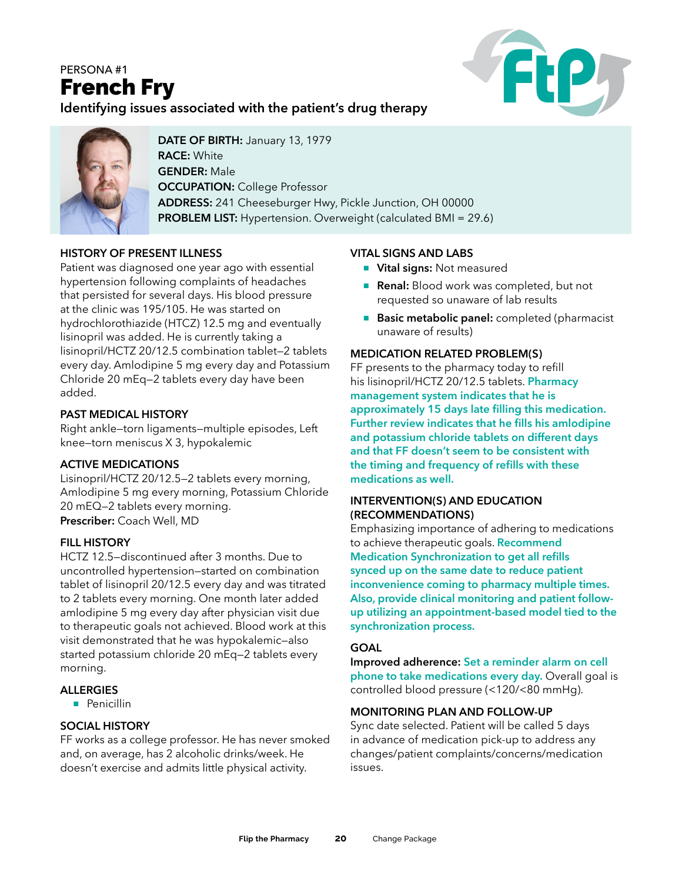PERSONA #1

# French Fry

## Identifying issues associated with the patient's drug therapy

**DATE OF BIRTH:** January 13, 1979
**RACE:** White
**GENDER:** Male
**OCCUPATION:** College Professor
**ADDRESS:** 241 Cheeseburger Hwy, Pickle Junction, OH 00000
**PROBLEM LIST:** Hypertension. Overweight (calculated BMI = 29.6)

### HISTORY OF PRESENT ILLNESS

Patient was diagnosed one year ago with essential hypertension following complaints of headaches that persisted for several days. His blood pressure at the clinic was 195/105. He was started on hydrochlorothiazide (HTCZ) 12.5 mg and eventually lisinopril was added. He is currently taking a lisinopril/HCTZ 20/12.5 combination tablet—2 tablets every day. Amlodipine 5 mg every day and Potassium Chloride 20 mEq—2 tablets every day have been added.

### PAST MEDICAL HISTORY

Right ankle—torn ligaments—multiple episodes, Left knee—torn meniscus X 3, hypokalemic

### ACTIVE MEDICATIONS

Lisinopril/HCTZ 20/12.5—2 tablets every morning, Amlodipine 5 mg every morning, Potassium Chloride 20 mEQ—2 tablets every morning.
**Prescriber:** Coach Well, MD

### FILL HISTORY

HCTZ 12.5—discontinued after 3 months. Due to uncontrolled hypertension—started on combination tablet of lisinopril 20/12.5 every day and was titrated to 2 tablets every morning. One month later added amlodipine 5 mg every day after physician visit due to therapeutic goals not achieved. Blood work at this visit demonstrated that he was hypokalemic—also started potassium chloride 20 mEq—2 tablets every morning.

### ALLERGIES

- Penicillin

### SOCIAL HISTORY

FF works as a college professor. He has never smoked and, on average, has 2 alcoholic drinks/week. He doesn't exercise and admits little physical activity.

### VITAL SIGNS AND LABS

- **Vital signs:** Not measured
- **Renal:** Blood work was completed, but not requested so unaware of lab results
- **Basic metabolic panel:** completed (pharmacist unaware of results)

### MEDICATION RELATED PROBLEM(S)

FF presents to the pharmacy today to refill his lisinopril/HCTZ 20/12.5 tablets. **Pharmacy management system indicates that he is approximately 15 days late filling this medication. Further review indicates that he fills his amlodipine and potassium chloride tablets on different days and that FF doesn't seem to be consistent with the timing and frequency of refills with these medications as well.**

### INTERVENTION(S) AND EDUCATION (RECOMMENDATIONS)

Emphasizing importance of adhering to medications to achieve therapeutic goals. **Recommend Medication Synchronization to get all refills synced up on the same date to reduce patient inconvenience coming to pharmacy multiple times. Also, provide clinical monitoring and patient follow-up utilizing an appointment-based model tied to the synchronization process.**

### GOAL

**Improved adherence:** **Set a reminder alarm on cell phone to take medications every day.** Overall goal is controlled blood pressure (<120/<80 mmHg).

### MONITORING PLAN AND FOLLOW-UP

Sync date selected. Patient will be called 5 days in advance of medication pick-up to address any changes/patient complaints/concerns/medication issues.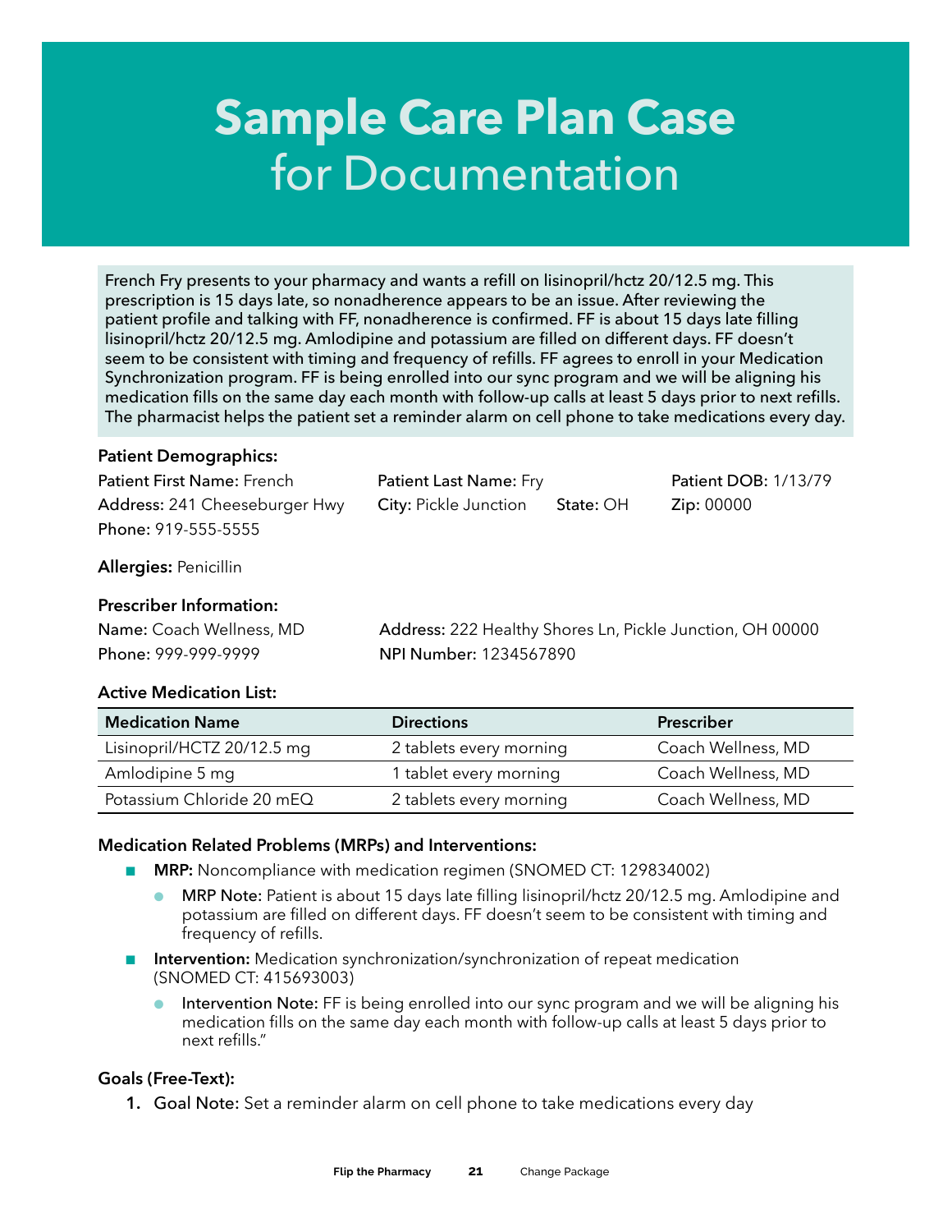# Sample Care Plan Case for Documentation

French Fry presents to your pharmacy and wants a refill on lisinopril/hctz 20/12.5 mg. This prescription is 15 days late, so nonadherence appears to be an issue. After reviewing the patient profile and talking with FF, nonadherence is confirmed. FF is about 15 days late filling lisinopril/hctz 20/12.5 mg. Amlodipine and potassium are filled on different days. FF doesn't seem to be consistent with timing and frequency of refills. FF agrees to enroll in your Medication Synchronization program. FF is being enrolled into our sync program and we will be aligning his medication fills on the same day each month with follow-up calls at least 5 days prior to next refills. The pharmacist helps the patient set a reminder alarm on cell phone to take medications every day.

**Patient Demographics:**

**Patient First Name:** French
**Patient Last Name:** Fry
**Patient DOB:** 1/13/79
**Address:** 241 Cheeseburger Hwy
**City:** Pickle Junction
**State:** OH
**Zip:** 00000
**Phone:** 919-555-5555

**Allergies:** Penicillin

**Prescriber Information:**

**Name:** Coach Wellness, MD
**Address:** 222 Healthy Shores Ln, Pickle Junction, OH 00000
**Phone:** 999-999-9999
**NPI Number:** 1234567890

**Active Medication List:**

| Medication Name | Directions | Prescriber |
|---|---|---|
| Lisinopril/HCTZ 20/12.5 mg | 2 tablets every morning | Coach Wellness, MD |
| Amlodipine 5 mg | 1 tablet every morning | Coach Wellness, MD |
| Potassium Chloride 20 mEQ | 2 tablets every morning | Coach Wellness, MD |

**Medication Related Problems (MRPs) and Interventions:**

- **MRP:** Noncompliance with medication regimen (SNOMED CT: 129834002)
  - **MRP Note:** Patient is about 15 days late filling lisinopril/hctz 20/12.5 mg. Amlodipine and potassium are filled on different days. FF doesn't seem to be consistent with timing and frequency of refills.
- **Intervention:** Medication synchronization/synchronization of repeat medication (SNOMED CT: 415693003)
  - **Intervention Note:** FF is being enrolled into our sync program and we will be aligning his medication fills on the same day each month with follow-up calls at least 5 days prior to next refills."

**Goals (Free-Text):**

1. **Goal Note:** Set a reminder alarm on cell phone to take medications every day